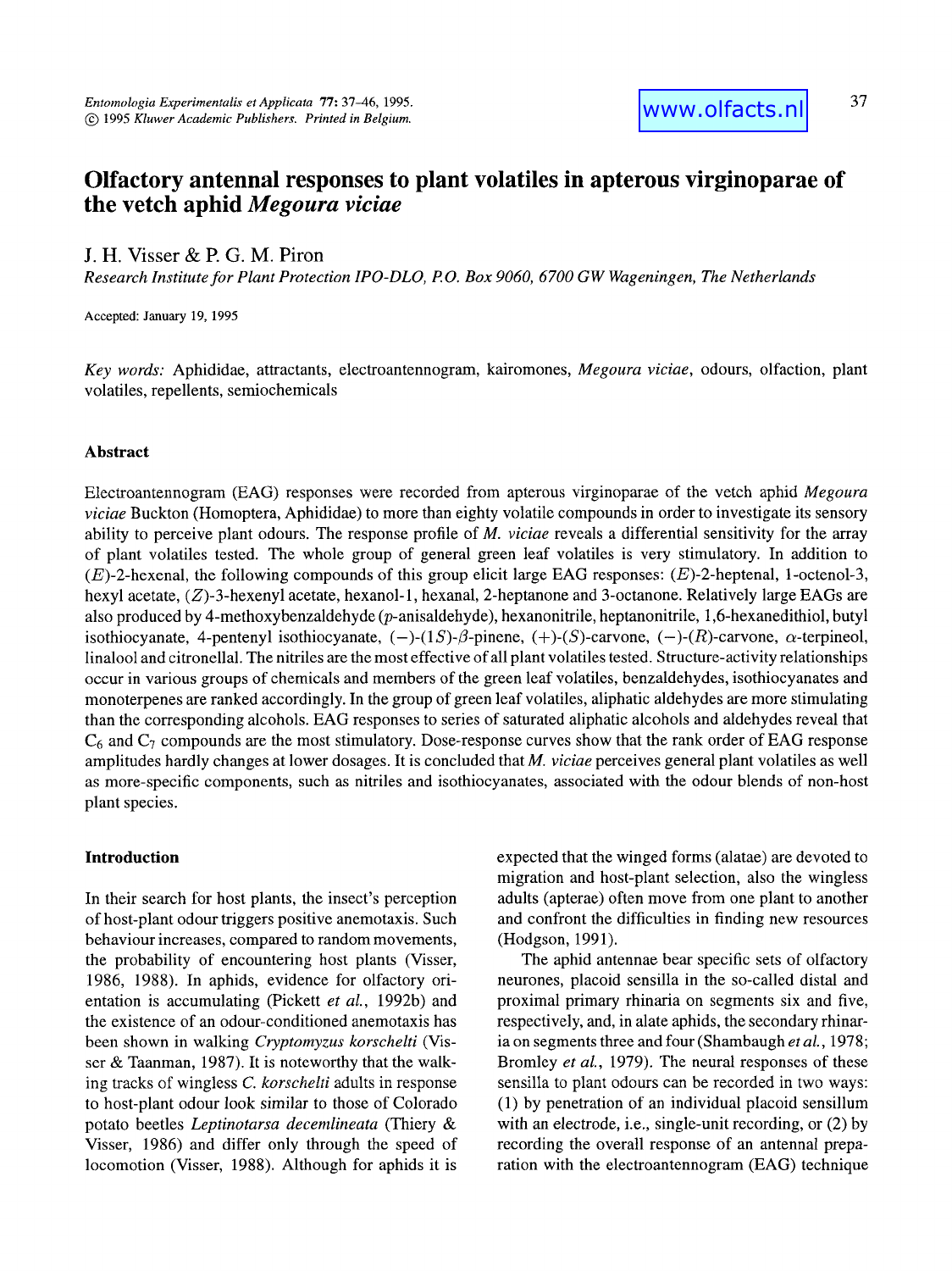# Olfactory antennal responses to plant volatiles in apterous virginoparae of the vetch aphid *Megoura viciae*

J. H. Visser & P. G. M. Piron

*Research Institute for Plant Protection IPO-DLO, P.O. Box 9060, 6700 GW Wageningen, The Netherlands*

Accepted: January 19, 1995

*Key words:* Aphididae, attractants, electroantennogram, kairomones, *Megoura viciae*, odours, olfaction, plant volatiles, repellents, semiochemicals

## Abstract

Electroantennogram (EAG) responses were recorded from apterous virginoparae of the vetch aphid *Megoura viciae* Buckton (Homoptera, Aphididae) to more than eighty volatile compounds in order to investigate its sensory ability to perceive plant odours. The response profile of *M. viciae* reveals a differential sensitivity for the array of plant volatiles tested. The whole group of general green leaf volatiles is very stimulatory. In addition to (*E*)-2-hexenal, the following compounds of this group elicit large EAG responses: (*E*)-2-heptenal, 1-octenol-3, hexyl acetate, (*Z*)-3-hexenyl acetate, hexanol-1, hexanal, 2-heptanone and 3-octanone. Relatively large EAGs are also produced by 4-methoxybenzaldehyde (*p*-anisaldehyde), hexanonitrile, heptanonitrile, 1,6-hexanedithiol, butyl isothiocyanate, 4-pentenyl isothiocyanate, (−)-(1*S*)-*β*-pinene, (+)-(*S*)-carvone, (−)-(*R*)-carvone, *α*-terpineol, linalool and citronellal. The nitriles are the most effective of all plant volatiles tested. Structure-activity relationships occur in various groups of chemicals and members of the green leaf volatiles, benzaldehydes, isothiocyanates and monoterpenes are ranked accordingly. In the group of green leaf volatiles, aliphatic aldehydes are more stimulating than the corresponding alcohols. EAG responses to series of saturated aliphatic alcohols and aldehydes reveal that $C_6$ and $C_7$ compounds are the most stimulatory. Dose-response curves show that the rank order of EAG response amplitudes hardly changes at lower dosages. It is concluded that *M. viciae* perceives general plant volatiles as well as more-specific components, such as nitriles and isothiocyanates, associated with the odour blends of non-host plant species.

## Introduction

In their search for host plants, the insect's perception of host-plant odour triggers positive anemotaxis. Such behaviour increases, compared to random movements, the probability of encountering host plants (Visser, 1986, 1988). In aphids, evidence for olfactory orientation is accumulating (Pickett *et al.*, 1992b) and the existence of an odour-conditioned anemotaxis has been shown in walking *Cryptomyzus korschelti* (Visser & Taanman, 1987). It is noteworthy that the walking tracks of wingless *C. korschelti* adults in response to host-plant odour look similar to those of Colorado potato beetles *Leptinotarsa decemlineata* (Thiery & Visser, 1986) and differ only through the speed of locomotion (Visser, 1988). Although for aphids it is expected that the winged forms (alatae) are devoted to migration and host-plant selection, also the wingless adults (apterae) often move from one plant to another and confront the difficulties in finding new resources (Hodgson, 1991).

The aphid antennae bear specific sets of olfactory neurones, placoid sensilla in the so-called distal and proximal primary rhinaria on segments six and five, respectively, and, in alate aphids, the secondary rhinaria on segments three and four (Shambaugh *et al.*, 1978; Bromley *et al.*, 1979). The neural responses of these sensilla to plant odours can be recorded in two ways: (1) by penetration of an individual placoid sensillum with an electrode, i.e., single-unit recording, or (2) by recording the overall response of an antennal preparation with the electroantennogram (EAG) technique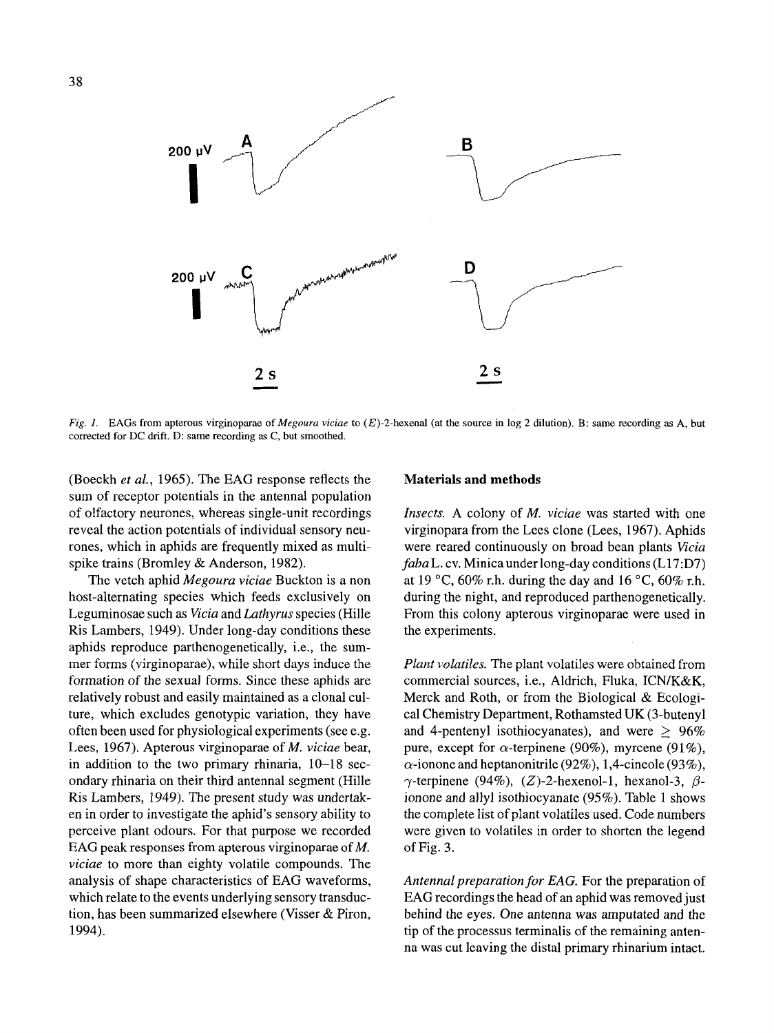Fig. 1. EAGs from apterous virginoparae of *Megoura viciae* to (*E*)-2-hexenal (at the source in log 2 dilution). B: same recording as A, but corrected for DC drift. D: same recording as C, but smoothed.

(Boeckh *et al.*, 1965). The EAG response reflects the sum of receptor potentials in the antennal population of olfactory neurones, whereas single-unit recordings reveal the action potentials of individual sensory neurones, which in aphids are frequently mixed as multi-spike trains (Bromley & Anderson, 1982).

The vetch aphid *Megoura viciae* Buckton is a non host-alternating species which feeds exclusively on Leguminosae such as *Vicia* and *Lathyrus* species (Hille Ris Lambers, 1949). Under long-day conditions these aphids reproduce parthenogenetically, i.e., the summer forms (virginoparae), while short days induce the formation of the sexual forms. Since these aphids are relatively robust and easily maintained as a clonal culture, which excludes genotypic variation, they have often been used for physiological experiments (see e.g. Lees, 1967). Apterous virginoparae of *M. viciae* bear, in addition to the two primary rhinaria, 10–18 secondary rhinaria on their third antennal segment (Hille Ris Lambers, 1949). The present study was undertaken in order to investigate the aphid's sensory ability to perceive plant odours. For that purpose we recorded EAG peak responses from apterous virginoparae of *M. viciae* to more than eighty volatile compounds. The analysis of shape characteristics of EAG waveforms, which relate to the events underlying sensory transduction, has been summarized elsewhere (Visser & Piron, 1994).

## Materials and methods

*Insects.* A colony of *M. viciae* was started with one virginopara from the Lees clone (Lees, 1967). Aphids were reared continuously on broad bean plants *Vicia faba* L. cv. Minica under long-day conditions (L17:D7) at 19 °C, 60% r.h. during the day and 16 °C, 60% r.h. during the night, and reproduced parthenogenetically. From this colony apterous virginoparae were used in the experiments.

*Plant volatiles.* The plant volatiles were obtained from commercial sources, i.e., Aldrich, Fluka, ICN/K&K, Merck and Roth, or from the Biological & Ecological Chemistry Department, Rothamsted UK (3-butenyl and 4-pentenyl isothiocyanates), and were $\geq$ 96% pure, except for $\alpha$-terpinene (90%), myrcene (91%), $\alpha$-ionone and heptanonitrile (92%), 1,4-cineole (93%), $\gamma$-terpinene (94%), (*Z*)-2-hexenol-1, hexanol-3, $\beta$-ionone and allyl isothiocyanate (95%). Table 1 shows the complete list of plant volatiles used. Code numbers were given to volatiles in order to shorten the legend of Fig. 3.

*Antennal preparation for EAG.* For the preparation of EAG recordings the head of an aphid was removed just behind the eyes. One antenna was amputated and the tip of the processus terminalis of the remaining antenna was cut leaving the distal primary rhinarium intact.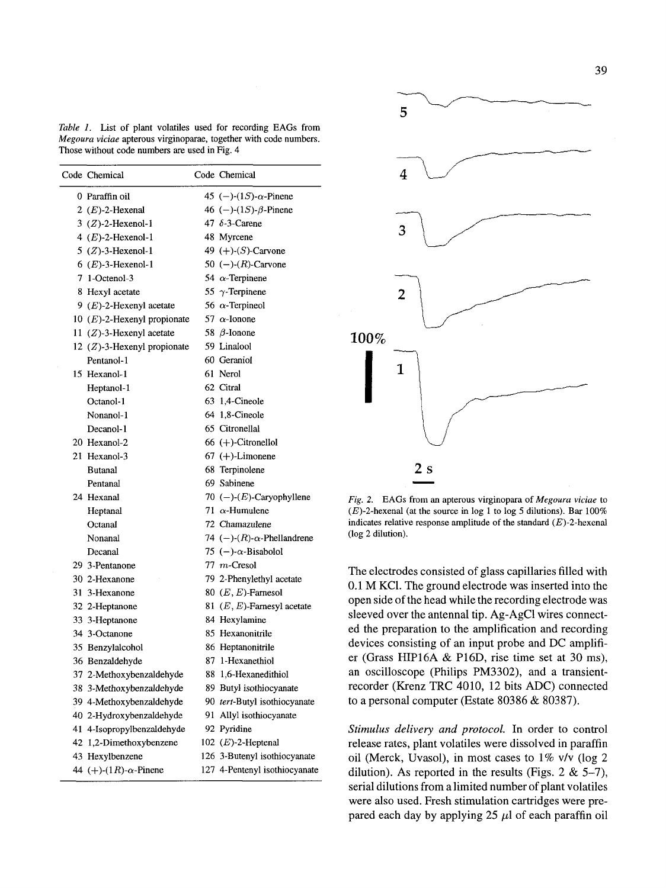*Table 1.* List of plant volatiles used for recording EAGs from *Megoura viciae* apterous virginoparae, together with code numbers. Those without code numbers are used in Fig. 4

| Code | Chemical | Code | Chemical |
|---|---|---|---|
| 0 | Paraffin oil | 45 | (−)-(1*S*)-α-Pinene |
| 2 | (*E*)-2-Hexenal | 46 | (−)-(1*S*)-β-Pinene |
| 3 | (*Z*)-2-Hexenol-1 | 47 | δ-3-Carene |
| 4 | (*E*)-2-Hexenol-1 | 48 | Myrcene |
| 5 | (*Z*)-3-Hexenol-1 | 49 | (+)-(*S*)-Carvone |
| 6 | (*E*)-3-Hexenol-1 | 50 | (−)-(*R*)-Carvone |
| 7 | 1-Octenol-3 | 54 | α-Terpinene |
| 8 | Hexyl acetate | 55 | γ-Terpinene |
| 9 | (*E*)-2-Hexenyl acetate | 56 | α-Terpineol |
| 10 | (*E*)-2-Hexenyl propionate | 57 | α-Ionone |
| 11 | (*Z*)-3-Hexenyl acetate | 58 | β-Ionone |
| 12 | (*Z*)-3-Hexenyl propionate | 59 | Linalool |
| | Pentanol-1 | 60 | Geraniol |
| 15 | Hexanol-1 | 61 | Nerol |
| | Heptanol-1 | 62 | Citral |
| | Octanol-1 | 63 | 1,4-Cineole |
| | Nonanol-1 | 64 | 1,8-Cineole |
| | Decanol-1 | 65 | Citronellal |
| 20 | Hexanol-2 | 66 | (+)-Citronellol |
| 21 | Hexanol-3 | 67 | (+)-Limonene |
| | Butanal | 68 | Terpinolene |
| | Pentanal | 69 | Sabinene |
| 24 | Hexanal | 70 | (−)-(*E*)-Caryophyllene |
| | Heptanal | 71 | α-Humulene |
| | Octanal | 72 | Chamazulene |
| | Nonanal | 74 | (−)-(*R*)-α-Phellandrene |
| | Decanal | 75 | (−)-α-Bisabolol |
| 29 | 3-Pentanone | 77 | *m*-Cresol |
| 30 | 2-Hexanone | 79 | 2-Phenylethyl acetate |
| 31 | 3-Hexanone | 80 | (*E*, *E*)-Farnesol |
| 32 | 2-Heptanone | 81 | (*E*, *E*)-Farnesyl acetate |
| 33 | 3-Heptanone | 84 | Hexylamine |
| 34 | 3-Octanone | 85 | Hexanonitrile |
| 35 | Benzylalcohol | 86 | Heptanonitrile |
| 36 | Benzaldehyde | 87 | 1-Hexanethiol |
| 37 | 2-Methoxybenzaldehyde | 88 | 1,6-Hexanedithiol |
| 38 | 3-Methoxybenzaldehyde | 89 | Butyl isothiocyanate |
| 39 | 4-Methoxybenzaldehyde | 90 | *tert*-Butyl isothiocyanate |
| 40 | 2-Hydroxybenzaldehyde | 91 | Allyl isothiocyanate |
| 41 | 4-Isopropylbenzaldehyde | 92 | Pyridine |
| 42 | 1,2-Dimethoxybenzene | 102 | (*E*)-2-Heptenal |
| 43 | Hexylbenzene | 126 | 3-Butenyl isothiocyanate |
| 44 | (+)-(1*R*)-α-Pinene | 127 | 4-Pentenyl isothiocyanate |

*Fig. 2.* EAGs from an apterous virginopara of *Megoura viciae* to (*E*)-2-hexenal (at the source in log 1 to log 5 dilutions). Bar 100% indicates relative response amplitude of the standard (*E*)-2-hexenal (log 2 dilution).

The electrodes consisted of glass capillaries filled with 0.1 M KCl. The ground electrode was inserted into the open side of the head while the recording electrode was sleeved over the antennal tip. Ag-AgCl wires connected the preparation to the amplification and recording devices consisting of an input probe and DC amplifier (Grass HIP16A & P16D, rise time set at 30 ms), an oscilloscope (Philips PM3302), and a transient-recorder (Krenz TRC 4010, 12 bits ADC) connected to a personal computer (Estate 80386 & 80387).

*Stimulus delivery and protocol.* In order to control release rates, plant volatiles were dissolved in paraffin oil (Merck, Uvasol), in most cases to 1% v/v (log 2 dilution). As reported in the results (Figs. 2 & 5–7), serial dilutions from a limited number of plant volatiles were also used. Fresh stimulation cartridges were prepared each day by applying 25 μl of each paraffin oil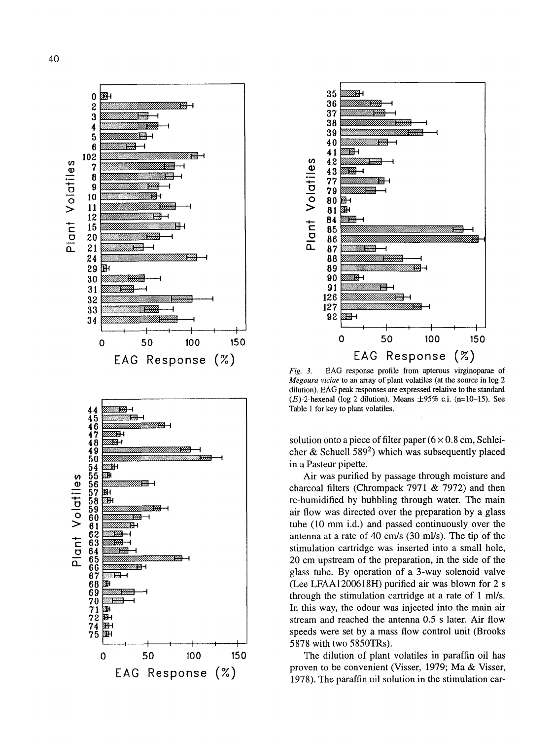*Fig. 3.* EAG response profile from apterous virginoparae of *Megoura viciae* to an array of plant volatiles (at the source in log 2 dilution). EAG peak responses are expressed relative to the standard (*E*)-2-hexenal (log 2 dilution). Means ±95% c.i. (n=10–15). See Table 1 for key to plant volatiles.

solution onto a piece of filter paper (6 × 0.8 cm, Schleicher & Schuell 589[2]) which was subsequently placed in a Pasteur pipette.

Air was purified by passage through moisture and charcoal filters (Chrompack 7971 & 7972) and then re-humidified by bubbling through water. The main air flow was directed over the preparation by a glass tube (10 mm i.d.) and passed continuously over the antenna at a rate of 40 cm/s (30 ml/s). The tip of the stimulation cartridge was inserted into a small hole, 20 cm upstream of the preparation, in the side of the glass tube. By operation of a 3-way solenoid valve (Lee LFAA1200618H) purified air was blown for 2 s through the stimulation cartridge at a rate of 1 ml/s. In this way, the odour was injected into the main air stream and reached the antenna 0.5 s later. Air flow speeds were set by a mass flow control unit (Brooks 5878 with two 5850TRs).

The dilution of plant volatiles in paraffin oil has proven to be convenient (Visser, 1979; Ma & Visser, 1978). The paraffin oil solution in the stimulation car-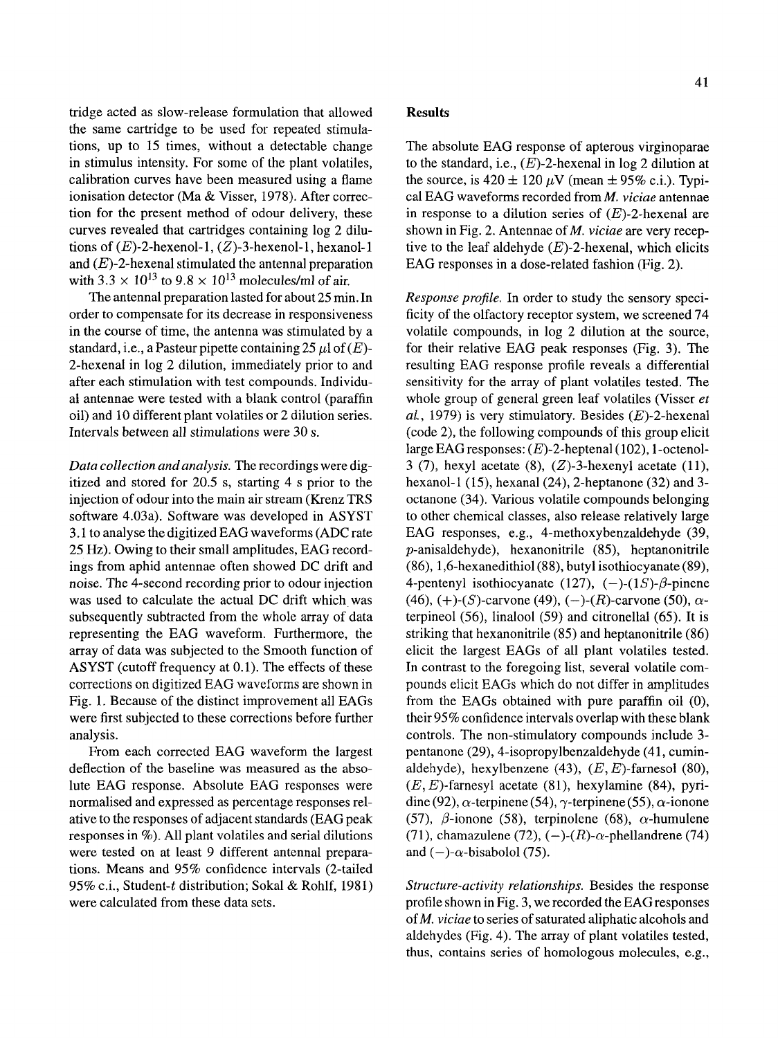tridge acted as slow-release formulation that allowed the same cartridge to be used for repeated stimulations, up to 15 times, without a detectable change in stimulus intensity. For some of the plant volatiles, calibration curves have been measured using a flame ionisation detector (Ma & Visser, 1978). After correction for the present method of odour delivery, these curves revealed that cartridges containing log 2 dilutions of (*E*)-2-hexenol-1, (*Z*)-3-hexenol-1, hexanol-1 and (*E*)-2-hexenal stimulated the antennal preparation with $3.3 \times 10^{13}$ to $9.8 \times 10^{13}$ molecules/ml of air.

The antennal preparation lasted for about 25 min. In order to compensate for its decrease in responsiveness in the course of time, the antenna was stimulated by a standard, i.e., a Pasteur pipette containing 25 $\mu$l of (*E*)-2-hexenal in log 2 dilution, immediately prior to and after each stimulation with test compounds. Individual antennae were tested with a blank control (paraffin oil) and 10 different plant volatiles or 2 dilution series. Intervals between all stimulations were 30 s.

*Data collection and analysis.* The recordings were digitized and stored for 20.5 s, starting 4 s prior to the injection of odour into the main air stream (Krenz TRS software 4.03a). Software was developed in ASYST 3.1 to analyse the digitized EAG waveforms (ADC rate 25 Hz). Owing to their small amplitudes, EAG recordings from aphid antennae often showed DC drift and noise. The 4-second recording prior to odour injection was used to calculate the actual DC drift which was subsequently subtracted from the whole array of data representing the EAG waveform. Furthermore, the array of data was subjected to the Smooth function of ASYST (cutoff frequency at 0.1). The effects of these corrections on digitized EAG waveforms are shown in Fig. 1. Because of the distinct improvement all EAGs were first subjected to these corrections before further analysis.

From each corrected EAG waveform the largest deflection of the baseline was measured as the absolute EAG response. Absolute EAG responses were normalised and expressed as percentage responses relative to the responses of adjacent standards (EAG peak responses in %). All plant volatiles and serial dilutions were tested on at least 9 different antennal preparations. Means and 95% confidence intervals (2-tailed 95% c.i., Student-*t* distribution; Sokal & Rohlf, 1981) were calculated from these data sets.

## Results

The absolute EAG response of apterous virginoparae to the standard, i.e., (*E*)-2-hexenal in log 2 dilution at the source, is $420 \pm 120$ $\mu$V (mean $\pm$ 95% c.i.). Typical EAG waveforms recorded from *M. viciae* antennae in response to a dilution series of (*E*)-2-hexenal are shown in Fig. 2. Antennae of *M. viciae* are very receptive to the leaf aldehyde (*E*)-2-hexenal, which elicits EAG responses in a dose-related fashion (Fig. 2).

*Response profile.* In order to study the sensory specificity of the olfactory receptor system, we screened 74 volatile compounds, in log 2 dilution at the source, for their relative EAG peak responses (Fig. 3). The resulting EAG response profile reveals a differential sensitivity for the array of plant volatiles tested. The whole group of general green leaf volatiles (Visser *et al.*, 1979) is very stimulatory. Besides (*E*)-2-hexenal (code 2), the following compounds of this group elicit large EAG responses: (*E*)-2-heptenal (102), 1-octenol-3 (7), hexyl acetate (8), (*Z*)-3-hexenyl acetate (11), hexanol-1 (15), hexanal (24), 2-heptanone (32) and 3-octanone (34). Various volatile compounds belonging to other chemical classes, also release relatively large EAG responses, e.g., 4-methoxybenzaldehyde (39, *p*-anisaldehyde), hexanonitrile (85), heptanonitrile (86), 1,6-hexanedithiol (88), butyl isothiocyanate (89), 4-pentenyl isothiocyanate (127), (−)-(1*S*)-$\beta$-pinene (46), (+)-(*S*)-carvone (49), (−)-(*R*)-carvone (50), $\alpha$-terpineol (56), linalool (59) and citronellal (65). It is striking that hexanonitrile (85) and heptanonitrile (86) elicit the largest EAGs of all plant volatiles tested. In contrast to the foregoing list, several volatile compounds elicit EAGs which do not differ in amplitudes from the EAGs obtained with pure paraffin oil (0), their 95% confidence intervals overlap with these blank controls. The non-stimulatory compounds include 3-pentanone (29), 4-isopropylbenzaldehyde (41, cuminaldehyde), hexylbenzene (43), (*E*,*E*)-farnesol (80), (*E*,*E*)-farnesyl acetate (81), hexylamine (84), pyridine (92), $\alpha$-terpinene (54), $\gamma$-terpinene (55), $\alpha$-ionone (57), $\beta$-ionone (58), terpinolene (68), $\alpha$-humulene (71), chamazulene (72), (−)-(*R*)-$\alpha$-phellandrene (74) and (−)-$\alpha$-bisabolol (75).

*Structure-activity relationships.* Besides the response profile shown in Fig. 3, we recorded the EAG responses of *M. viciae* to series of saturated aliphatic alcohols and aldehydes (Fig. 4). The array of plant volatiles tested, thus, contains series of homologous molecules, e.g.,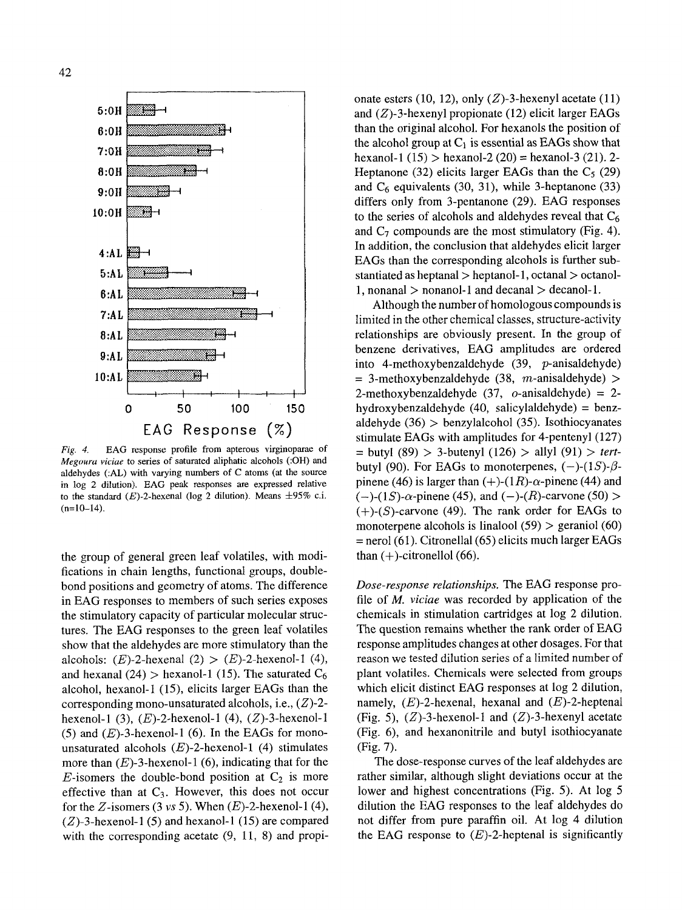Fig. 4. EAG response profile from apterous virginoparae of *Megoura viciae* to series of saturated aliphatic alcohols (:OH) and aldehydes (:AL) with varying numbers of C atoms (at the source in log 2 dilution). EAG peak responses are expressed relative to the standard (*E*)-2-hexenal (log 2 dilution). Means ±95% c.i. (n=10–14).

the group of general green leaf volatiles, with modifications in chain lengths, functional groups, double-bond positions and geometry of atoms. The difference in EAG responses to members of such series exposes the stimulatory capacity of particular molecular structures. The EAG responses to the green leaf volatiles show that the aldehydes are more stimulatory than the alcohols: (*E*)-2-hexenal (2) > (*E*)-2-hexenol-1 (4), and hexanal (24) > hexanol-1 (15). The saturated $C_6$ alcohol, hexanol-1 (15), elicits larger EAGs than the corresponding mono-unsaturated alcohols, i.e., (*Z*)-2-hexenol-1 (3), (*E*)-2-hexenol-1 (4), (*Z*)-3-hexenol-1 (5) and (*E*)-3-hexenol-1 (6). In the EAGs for mono-unsaturated alcohols (*E*)-2-hexenol-1 (4) stimulates more than (*E*)-3-hexenol-1 (6), indicating that for the *E*-isomers the double-bond position at $C_2$ is more effective than at $C_3$. However, this does not occur for the *Z*-isomers (3 *vs* 5). When (*E*)-2-hexenol-1 (4), (*Z*)-3-hexenol-1 (5) and hexanol-1 (15) are compared with the corresponding acetate (9, 11, 8) and propionate esters (10, 12), only (*Z*)-3-hexenyl acetate (11) and (*Z*)-3-hexenyl propionate (12) elicit larger EAGs than the original alcohol. For hexanols the position of the alcohol group at $C_1$ is essential as EAGs show that hexanol-1 (15) > hexanol-2 (20) = hexanol-3 (21). 2-Heptanone (32) elicits larger EAGs than the $C_5$ (29) and $C_6$ equivalents (30, 31), while 3-heptanone (33) differs only from 3-pentanone (29). EAG responses to the series of alcohols and aldehydes reveal that $C_6$ and $C_7$ compounds are the most stimulatory (Fig. 4). In addition, the conclusion that aldehydes elicit larger EAGs than the corresponding alcohols is further substantiated as heptanal > heptanol-1, octanal > octanol-1, nonanal > nonanol-1 and decanal > decanol-1.

Although the number of homologous compounds is limited in the other chemical classes, structure-activity relationships are obviously present. In the group of benzene derivatives, EAG amplitudes are ordered into 4-methoxybenzaldehyde (39, *p*-anisaldehyde) = 3-methoxybenzaldehyde (38, *m*-anisaldehyde) > 2-methoxybenzaldehyde (37, *o*-anisaldehyde) = 2-hydroxybenzaldehyde (40, salicylaldehyde) = benzaldehyde (36) > benzylalcohol (35). Isothiocyanates stimulate EAGs with amplitudes for 4-pentenyl (127) = butyl (89) > 3-butenyl (126) > allyl (91) > *tert*-butyl (90). For EAGs to monoterpenes, (−)-(1*S*)-*β*-pinene (46) is larger than (+)-(1*R*)-*α*-pinene (44) and (−)-(1*S*)-*α*-pinene (45), and (−)-(*R*)-carvone (50) > (+)-(*S*)-carvone (49). The rank order for EAGs to monoterpene alcohols is linalool (59) > geraniol (60) = nerol (61). Citronellal (65) elicits much larger EAGs than (+)-citronellol (66).

*Dose-response relationships.* The EAG response profile of *M. viciae* was recorded by application of the chemicals in stimulation cartridges at log 2 dilution. The question remains whether the rank order of EAG response amplitudes changes at other dosages. For that reason we tested dilution series of a limited number of plant volatiles. Chemicals were selected from groups which elicit distinct EAG responses at log 2 dilution, namely, (*E*)-2-hexenal, hexanal and (*E*)-2-heptenal (Fig. 5), (*Z*)-3-hexenol-1 and (*Z*)-3-hexenyl acetate (Fig. 6), and hexanonitrile and butyl isothiocyanate (Fig. 7).

The dose-response curves of the leaf aldehydes are rather similar, although slight deviations occur at the lower and highest concentrations (Fig. 5). At log 5 dilution the EAG responses to the leaf aldehydes do not differ from pure paraffin oil. At log 4 dilution the EAG response to (*E*)-2-heptenal is significantly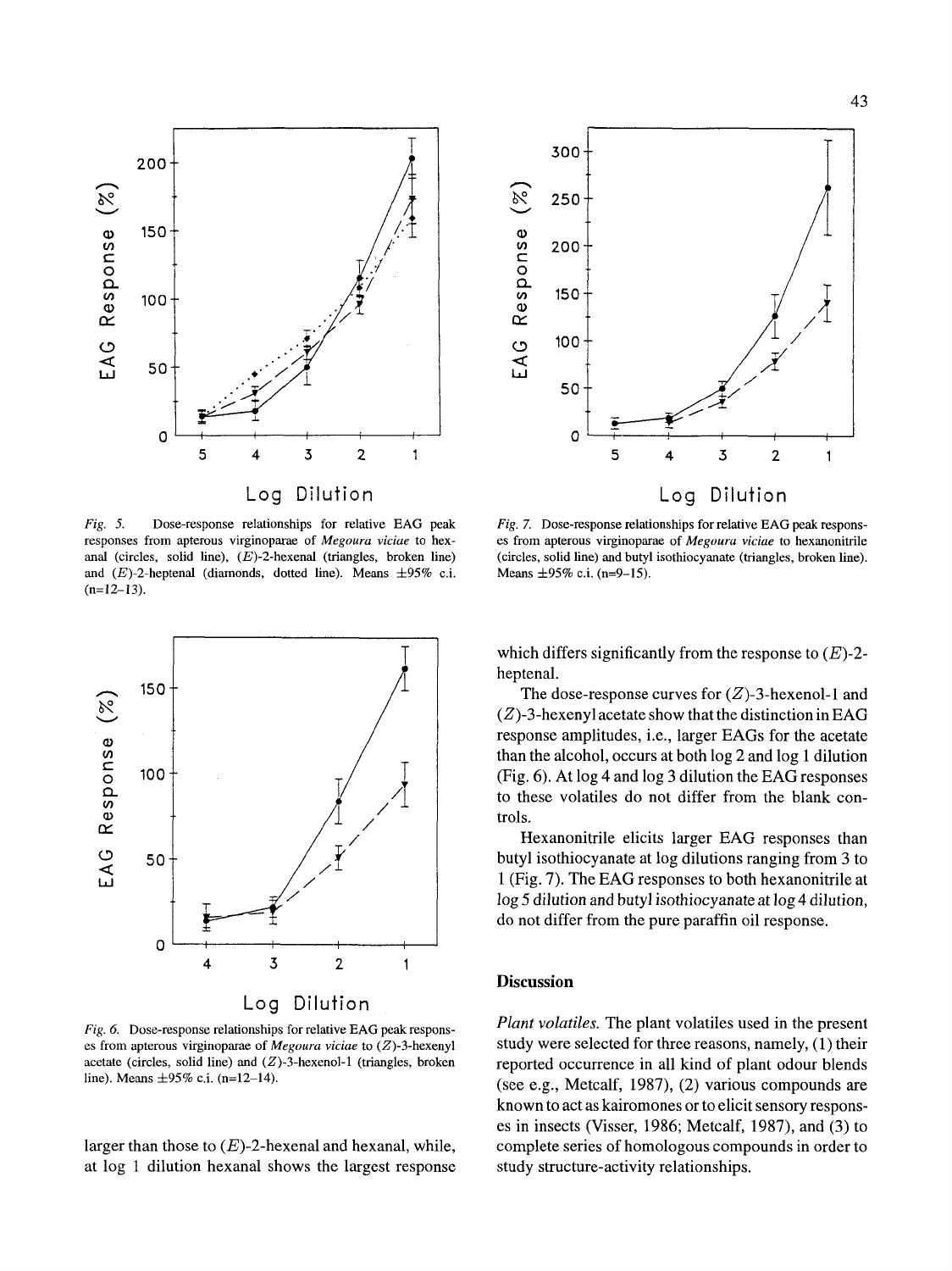Fig. 5. Dose-response relationships for relative EAG peak responses from apterous virginoparae of *Megoura viciae* to hexanal (circles, solid line), (*E*)-2-hexenal (triangles, broken line) and (*E*)-2-heptenal (diamonds, dotted line). Means ±95% c.i. (n=12–13).

Fig. 7. Dose-response relationships for relative EAG peak responses from apterous virginoparae of *Megoura viciae* to hexanonitrile (circles, solid line) and butyl isothiocyanate (triangles, broken line). Means ±95% c.i. (n=9–15).

Fig. 6. Dose-response relationships for relative EAG peak responses from apterous virginoparae of *Megoura viciae* to (*Z*)-3-hexenyl acetate (circles, solid line) and (*Z*)-3-hexenol-1 (triangles, broken line). Means ±95% c.i. (n=12–14).

larger than those to (*E*)-2-hexenal and hexanal, while, at log 1 dilution hexanal shows the largest response which differs significantly from the response to (*E*)-2-heptenal.

The dose-response curves for (*Z*)-3-hexenol-1 and (*Z*)-3-hexenyl acetate show that the distinction in EAG response amplitudes, i.e., larger EAGs for the acetate than the alcohol, occurs at both log 2 and log 1 dilution (Fig. 6). At log 4 and log 3 dilution the EAG responses to these volatiles do not differ from the blank controls.

Hexanonitrile elicits larger EAG responses than butyl isothiocyanate at log dilutions ranging from 3 to 1 (Fig. 7). The EAG responses to both hexanonitrile at log 5 dilution and butyl isothiocyanate at log 4 dilution, do not differ from the pure paraffin oil response.

## Discussion

*Plant volatiles.* The plant volatiles used in the present study were selected for three reasons, namely, (1) their reported occurrence in all kind of plant odour blends (see e.g., Metcalf, 1987), (2) various compounds are known to act as kairomones or to elicit sensory responses in insects (Visser, 1986; Metcalf, 1987), and (3) to complete series of homologous compounds in order to study structure-activity relationships.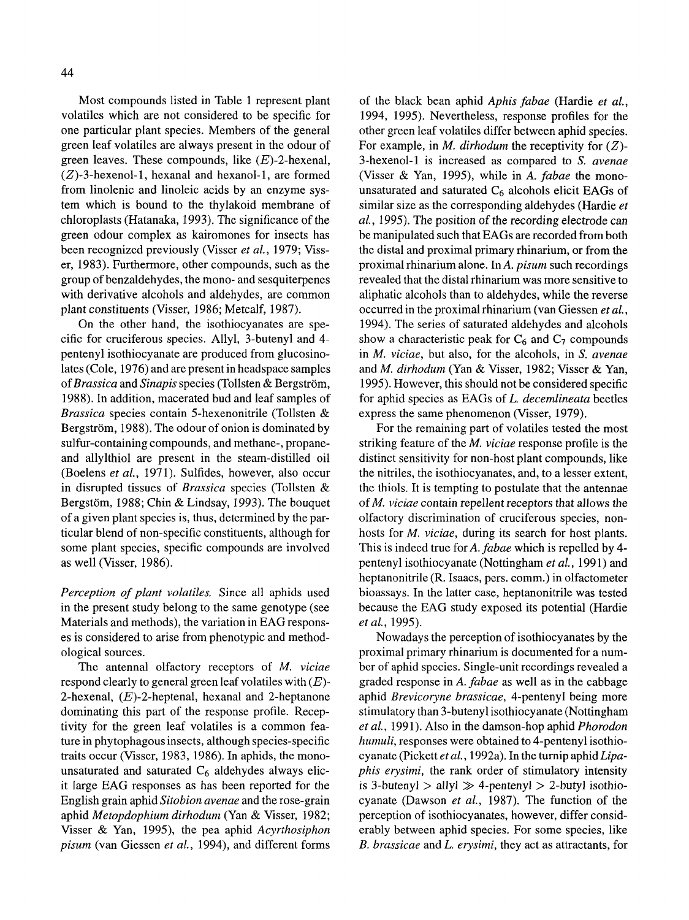Most compounds listed in Table 1 represent plant volatiles which are not considered to be specific for one particular plant species. Members of the general green leaf volatiles are always present in the odour of green leaves. These compounds, like (*E*)-2-hexenal, (*Z*)-3-hexenol-1, hexanal and hexanol-1, are formed from linolenic and linoleic acids by an enzyme system which is bound to the thylakoid membrane of chloroplasts (Hatanaka, 1993). The significance of the green odour complex as kairomones for insects has been recognized previously (Visser *et al.*, 1979; Visser, 1983). Furthermore, other compounds, such as the group of benzaldehydes, the mono- and sesquiterpenes with derivative alcohols and aldehydes, are common plant constituents (Visser, 1986; Metcalf, 1987).

On the other hand, the isothiocyanates are specific for cruciferous species. Allyl, 3-butenyl and 4-pentenyl isothiocyanate are produced from glucosinolates (Cole, 1976) and are present in headspace samples of *Brassica* and *Sinapis* species (Tollsten & Bergström, 1988). In addition, macerated bud and leaf samples of *Brassica* species contain 5-hexenonitrile (Tollsten & Bergström, 1988). The odour of onion is dominated by sulfur-containing compounds, and methane-, propane- and allylthiol are present in the steam-distilled oil (Boelens *et al.*, 1971). Sulfides, however, also occur in disrupted tissues of *Brassica* species (Tollsten & Bergstöm, 1988; Chin & Lindsay, 1993). The bouquet of a given plant species is, thus, determined by the particular blend of non-specific constituents, although for some plant species, specific compounds are involved as well (Visser, 1986).

*Perception of plant volatiles.* Since all aphids used in the present study belong to the same genotype (see Materials and methods), the variation in EAG responses is considered to arise from phenotypic and methodological sources.

The antennal olfactory receptors of *M. viciae* respond clearly to general green leaf volatiles with (*E*)-2-hexenal, (*E*)-2-heptenal, hexanal and 2-heptanone dominating this part of the response profile. Receptivity for the green leaf volatiles is a common feature in phytophagous insects, although species-specific traits occur (Visser, 1983, 1986). In aphids, the mono-unsaturated and saturated $C_6$ aldehydes always elicit large EAG responses as has been reported for the English grain aphid *Sitobion avenae* and the rose-grain aphid *Metopdophium dirhodum* (Yan & Visser, 1982; Visser & Yan, 1995), the pea aphid *Acyrthosiphon pisum* (van Giessen *et al.*, 1994), and different forms of the black bean aphid *Aphis fabae* (Hardie *et al.*, 1994, 1995). Nevertheless, response profiles for the other green leaf volatiles differ between aphid species. For example, in *M. dirhodum* the receptivity for (*Z*)-3-hexenol-1 is increased as compared to *S. avenae* (Visser & Yan, 1995), while in *A. fabae* the mono-unsaturated and saturated $C_6$ alcohols elicit EAGs of similar size as the corresponding aldehydes (Hardie *et al.*, 1995). The position of the recording electrode can be manipulated such that EAGs are recorded from both the distal and proximal primary rhinarium, or from the proximal rhinarium alone. In *A. pisum* such recordings revealed that the distal rhinarium was more sensitive to aliphatic alcohols than to aldehydes, while the reverse occurred in the proximal rhinarium (van Giessen *et al.*, 1994). The series of saturated aldehydes and alcohols show a characteristic peak for $C_6$ and $C_7$ compounds in *M. viciae*, but also, for the alcohols, in *S. avenae* and *M. dirhodum* (Yan & Visser, 1982; Visser & Yan, 1995). However, this should not be considered specific for aphid species as EAGs of *L. decemlineata* beetles express the same phenomenon (Visser, 1979).

For the remaining part of volatiles tested the most striking feature of the *M. viciae* response profile is the distinct sensitivity for non-host plant compounds, like the nitriles, the isothiocyanates, and, to a lesser extent, the thiols. It is tempting to postulate that the antennae of *M. viciae* contain repellent receptors that allows the olfactory discrimination of cruciferous species, non-hosts for *M. viciae*, during its search for host plants. This is indeed true for *A. fabae* which is repelled by 4-pentenyl isothiocyanate (Nottingham *et al.*, 1991) and heptanonitrile (R. Isaacs, pers. comm.) in olfactometer bioassays. In the latter case, heptanonitrile was tested because the EAG study exposed its potential (Hardie *et al.*, 1995).

Nowadays the perception of isothiocyanates by the proximal primary rhinarium is documented for a number of aphid species. Single-unit recordings revealed a graded response in *A. fabae* as well as in the cabbage aphid *Brevicoryne brassicae*, 4-pentenyl being more stimulatory than 3-butenyl isothiocyanate (Nottingham *et al.*, 1991). Also in the damson-hop aphid *Phorodon humuli*, responses were obtained to 4-pentenyl isothiocyanate (Pickett *et al.*, 1992a). In the turnip aphid *Lipaphis erysimi*, the rank order of stimulatory intensity is 3-butenyl > allyl ≫ 4-pentenyl > 2-butyl isothiocyanate (Dawson *et al.*, 1987). The function of the perception of isothiocyanates, however, differ considerably between aphid species. For some species, like *B. brassicae* and *L. erysimi*, they act as attractants, for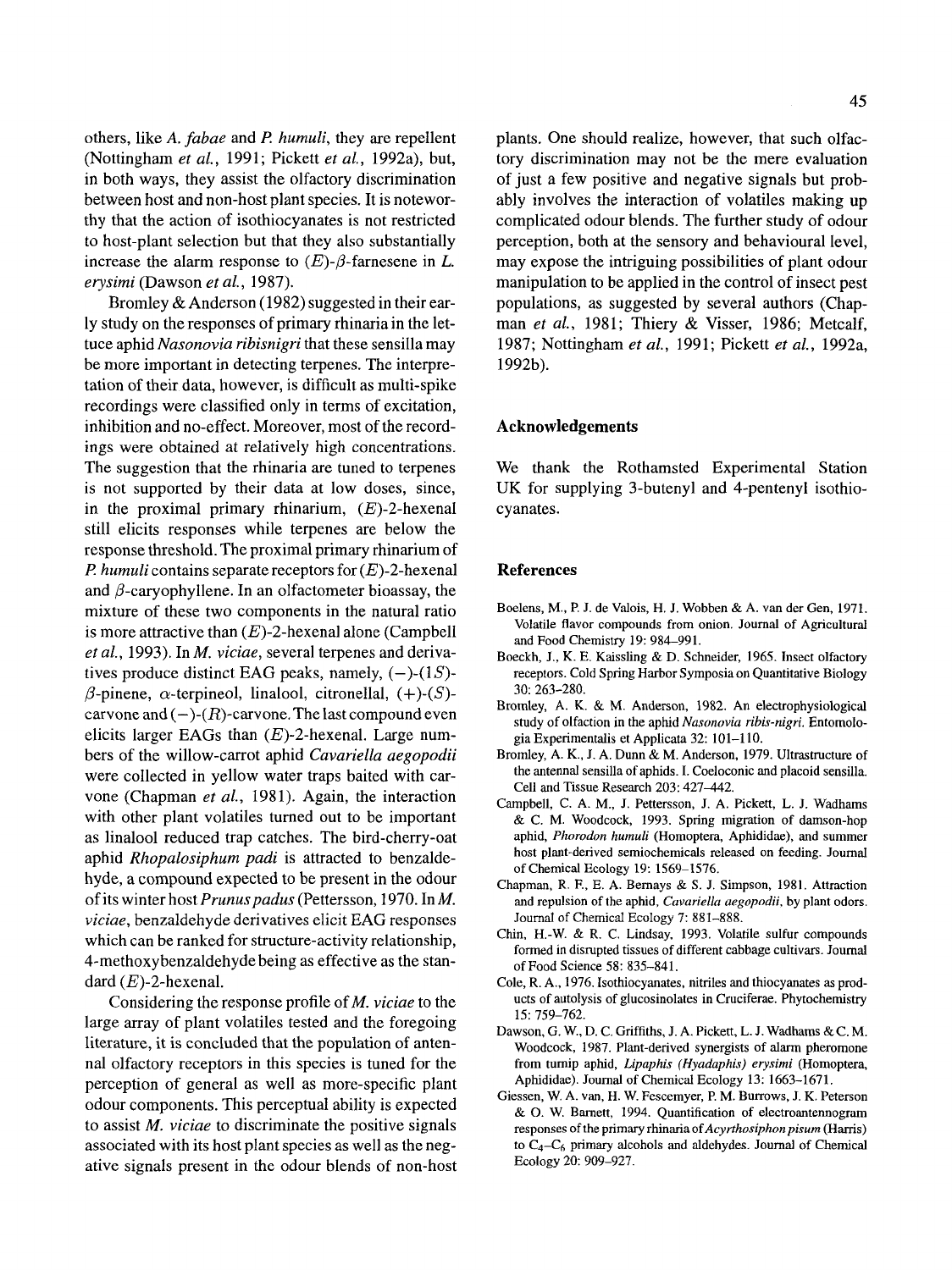others, like *A. fabae* and *P. humuli*, they are repellent (Nottingham *et al.*, 1991; Pickett *et al.*, 1992a), but, in both ways, they assist the olfactory discrimination between host and non-host plant species. It is noteworthy that the action of isothiocyanates is not restricted to host-plant selection but that they also substantially increase the alarm response to (*E*)-$\beta$-farnesene in *L. erysimi* (Dawson *et al.*, 1987).

Bromley & Anderson (1982) suggested in their early study on the responses of primary rhinaria in the lettuce aphid *Nasonovia ribisnigri* that these sensilla may be more important in detecting terpenes. The interpretation of their data, however, is difficult as multi-spike recordings were classified only in terms of excitation, inhibition and no-effect. Moreover, most of the recordings were obtained at relatively high concentrations. The suggestion that the rhinaria are tuned to terpenes is not supported by their data at low doses, since, in the proximal primary rhinarium, (*E*)-2-hexenal still elicits responses while terpenes are below the response threshold. The proximal primary rhinarium of *P. humuli* contains separate receptors for (*E*)-2-hexenal and $\beta$-caryophyllene. In an olfactometer bioassay, the mixture of these two components in the natural ratio is more attractive than (*E*)-2-hexenal alone (Campbell *et al.*, 1993). In *M. viciae*, several terpenes and derivatives produce distinct EAG peaks, namely, (−)-(1*S*)-$\beta$-pinene, $\alpha$-terpineol, linalool, citronellal, (+)-(*S*)-carvone and (−)-(*R*)-carvone. The last compound even elicits larger EAGs than (*E*)-2-hexenal. Large numbers of the willow-carrot aphid *Cavariella aegopodii* were collected in yellow water traps baited with carvone (Chapman *et al.*, 1981). Again, the interaction with other plant volatiles turned out to be important as linalool reduced trap catches. The bird-cherry-oat aphid *Rhopalosiphum padi* is attracted to benzaldehyde, a compound expected to be present in the odour of its winter host *Prunus padus* (Pettersson, 1970. In *M. viciae*, benzaldehyde derivatives elicit EAG responses which can be ranked for structure-activity relationship, 4-methoxybenzaldehyde being as effective as the standard (*E*)-2-hexenal.

Considering the response profile of *M. viciae* to the large array of plant volatiles tested and the foregoing literature, it is concluded that the population of antennal olfactory receptors in this species is tuned for the perception of general as well as more-specific plant odour components. This perceptual ability is expected to assist *M. viciae* to discriminate the positive signals associated with its host plant species as well as the negative signals present in the odour blends of non-host plants. One should realize, however, that such olfactory discrimination may not be the mere evaluation of just a few positive and negative signals but probably involves the interaction of volatiles making up complicated odour blends. The further study of odour perception, both at the sensory and behavioural level, may expose the intriguing possibilities of plant odour manipulation to be applied in the control of insect pest populations, as suggested by several authors (Chapman *et al.*, 1981; Thiery & Visser, 1986; Metcalf, 1987; Nottingham *et al.*, 1991; Pickett *et al.*, 1992a, 1992b).

## Acknowledgements

We thank the Rothamsted Experimental Station UK for supplying 3-butenyl and 4-pentenyl isothiocyanates.

## References

Boelens, M., P. J. de Valois, H. J. Wobben & A. van der Gen, 1971. Volatile flavor compounds from onion. Journal of Agricultural and Food Chemistry 19: 984–991.

Boeckh, J., K. E. Kaissling & D. Schneider, 1965. Insect olfactory receptors. Cold Spring Harbor Symposia on Quantitative Biology 30: 263–280.

Bromley, A. K. & M. Anderson, 1982. An electrophysiological study of olfaction in the aphid *Nasonovia ribis-nigri*. Entomologia Experimentalis et Applicata 32: 101–110.

Bromley, A. K., J. A. Dunn & M. Anderson, 1979. Ultrastructure of the antennal sensilla of aphids. I. Coeloconic and placoid sensilla. Cell and Tissue Research 203: 427–442.

Campbell, C. A. M., J. Pettersson, J. A. Pickett, L. J. Wadhams & C. M. Woodcock, 1993. Spring migration of damson-hop aphid, *Phorodon humuli* (Homoptera, Aphididae), and summer host plant-derived semiochemicals released on feeding. Journal of Chemical Ecology 19: 1569–1576.

Chapman, R. F., E. A. Bernays & S. J. Simpson, 1981. Attraction and repulsion of the aphid, *Cavariella aegopodii*, by plant odors. Journal of Chemical Ecology 7: 881–888.

Chin, H.-W. & R. C. Lindsay, 1993. Volatile sulfur compounds formed in disrupted tissues of different cabbage cultivars. Journal of Food Science 58: 835–841.

Cole, R. A., 1976. Isothiocyanates, nitriles and thiocyanates as products of autolysis of glucosinolates in Cruciferae. Phytochemistry 15: 759–762.

Dawson, G. W., D. C. Griffiths, J. A. Pickett, L. J. Wadhams & C. M. Woodcock, 1987. Plant-derived synergists of alarm pheromone from turnip aphid, *Lipaphis (Hyadaphis) erysimi* (Homoptera, Aphididae). Journal of Chemical Ecology 13: 1663–1671.

Giessen, W. A. van, H. W. Fescemyer, P. M. Burrows, J. K. Peterson & O. W. Barnett, 1994. Quantification of electroantennogram responses of the primary rhinaria of *Acyrthosiphon pisum* (Harris) to $C_4$–$C_6$ primary alcohols and aldehydes. Journal of Chemical Ecology 20: 909–927.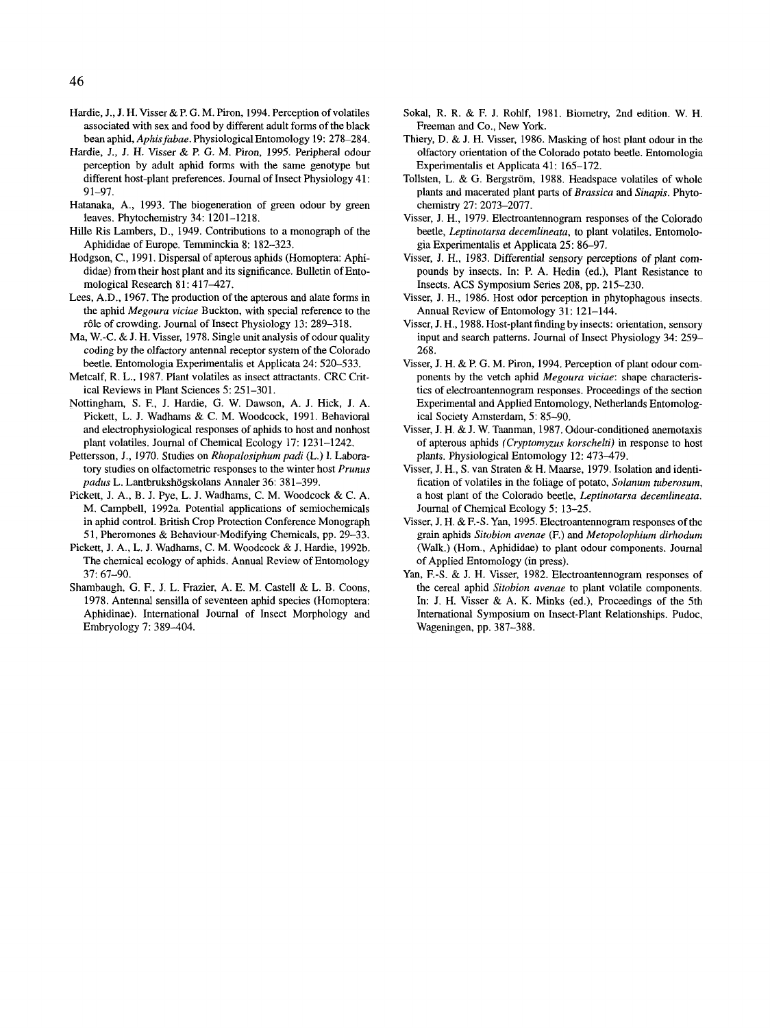Hardie, J., J. H. Visser & P. G. M. Piron, 1994. Perception of volatiles associated with sex and food by different adult forms of the black bean aphid, *Aphis fabae*. Physiological Entomology 19: 278–284.

Hardie, J., J. H. Visser & P. G. M. Piron, 1995. Peripheral odour perception by adult aphid forms with the same genotype but different host-plant preferences. Journal of Insect Physiology 41: 91–97.

Hatanaka, A., 1993. The biogeneration of green odour by green leaves. Phytochemistry 34: 1201–1218.

Hille Ris Lambers, D., 1949. Contributions to a monograph of the Aphididae of Europe. Temminckia 8: 182–323.

Hodgson, C., 1991. Dispersal of apterous aphids (Homoptera: Aphididae) from their host plant and its significance. Bulletin of Entomological Research 81: 417–427.

Lees, A.D., 1967. The production of the apterous and alate forms in the aphid *Megoura viciae* Buckton, with special reference to the rôle of crowding. Journal of Insect Physiology 13: 289–318.

Ma, W.-C. & J. H. Visser, 1978. Single unit analysis of odour quality coding by the olfactory antennal receptor system of the Colorado beetle. Entomologia Experimentalis et Applicata 24: 520–533.

Metcalf, R. L., 1987. Plant volatiles as insect attractants. CRC Critical Reviews in Plant Sciences 5: 251–301.

Nottingham, S. F., J. Hardie, G. W. Dawson, A. J. Hick, J. A. Pickett, L. J. Wadhams & C. M. Woodcock, 1991. Behavioral and electrophysiological responses of aphids to host and nonhost plant volatiles. Journal of Chemical Ecology 17: 1231–1242.

Pettersson, J., 1970. Studies on *Rhopalosiphum padi* (L.) I. Laboratory studies on olfactometric responses to the winter host *Prunus padus* L. Lantbrukshögskolans Annaler 36: 381–399.

Pickett, J. A., B. J. Pye, L. J. Wadhams, C. M. Woodcock & C. A. M. Campbell, 1992a. Potential applications of semiochemicals in aphid control. British Crop Protection Conference Monograph 51, Pheromones & Behaviour-Modifying Chemicals, pp. 29–33.

Pickett, J. A., L. J. Wadhams, C. M. Woodcock & J. Hardie, 1992b. The chemical ecology of aphids. Annual Review of Entomology 37: 67–90.

Shambaugh, G. F., J. L. Frazier, A. E. M. Castell & L. B. Coons, 1978. Antennal sensilla of seventeen aphid species (Homoptera: Aphidinae). International Journal of Insect Morphology and Embryology 7: 389–404.

Sokal, R. R. & F. J. Rohlf, 1981. Biometry, 2nd edition. W. H. Freeman and Co., New York.

Thiery, D. & J. H. Visser, 1986. Masking of host plant odour in the olfactory orientation of the Colorado potato beetle. Entomologia Experimentalis et Applicata 41: 165–172.

Tollsten, L. & G. Bergström, 1988. Headspace volatiles of whole plants and macerated plant parts of *Brassica* and *Sinapis*. Phytochemistry 27: 2073–2077.

Visser, J. H., 1979. Electroantennogram responses of the Colorado beetle, *Leptinotarsa decemlineata*, to plant volatiles. Entomologia Experimentalis et Applicata 25: 86–97.

Visser, J. H., 1983. Differential sensory perceptions of plant compounds by insects. In: P. A. Hedin (ed.), Plant Resistance to Insects. ACS Symposium Series 208, pp. 215–230.

Visser, J. H., 1986. Host odor perception in phytophagous insects. Annual Review of Entomology 31: 121–144.

Visser, J. H., 1988. Host-plant finding by insects: orientation, sensory input and search patterns. Journal of Insect Physiology 34: 259–268.

Visser, J. H. & P. G. M. Piron, 1994. Perception of plant odour components by the vetch aphid *Megoura viciae*: shape characteristics of electroantennogram responses. Proceedings of the section Experimental and Applied Entomology, Netherlands Entomological Society Amsterdam, 5: 85–90.

Visser, J. H. & J. W. Taanman, 1987. Odour-conditioned anemotaxis of apterous aphids *(Cryptomyzus korschelti)* in response to host plants. Physiological Entomology 12: 473–479.

Visser, J. H., S. van Straten & H. Maarse, 1979. Isolation and identification of volatiles in the foliage of potato, *Solanum tuberosum*, a host plant of the Colorado beetle, *Leptinotarsa decemlineata*. Journal of Chemical Ecology 5: 13–25.

Visser, J. H. & F.-S. Yan, 1995. Electroantennogram responses of the grain aphids *Sitobion avenae* (F.) and *Metopolophium dirhodum* (Walk.) (Hom., Aphididae) to plant odour components. Journal of Applied Entomology (in press).

Yan, F.-S. & J. H. Visser, 1982. Electroantennogram responses of the cereal aphid *Sitobion avenae* to plant volatile components. In: J. H. Visser & A. K. Minks (ed.), Proceedings of the 5th International Symposium on Insect-Plant Relationships. Pudoc, Wageningen, pp. 387–388.